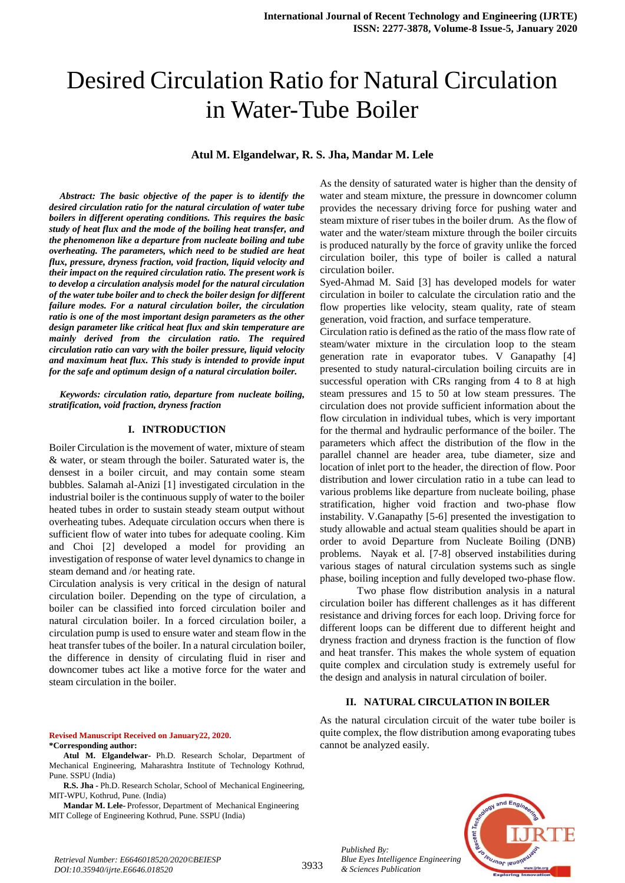# Desired Circulation Ratio for Natural Circulation in Water-Tube Boiler

**Atul M. Elgandelwar, R. S. Jha, Mandar M. Lele**

***Abstract: The basic objective of the paper is to identify the desired circulation ratio for the natural circulation of water tube boilers in different operating conditions. This requires the basic study of heat flux and the mode of the boiling heat transfer, and the phenomenon like a departure from nucleate boiling and tube overheating. The parameters, which need to be studied are heat flux, pressure, dryness fraction, void fraction, liquid velocity and their impact on the required circulation ratio. The present work is to develop a circulation analysis model for the natural circulation of the water tube boiler and to check the boiler design for different failure modes. For a natural circulation boiler, the circulation ratio is one of the most important design parameters as the other design parameter like critical heat flux and skin temperature are mainly derived from the circulation ratio. The required circulation ratio can vary with the boiler pressure, liquid velocity and maximum heat flux. This study is intended to provide input for the safe and optimum design of a natural circulation boiler.***

***Keywords: circulation ratio, departure from nucleate boiling, stratification, void fraction, dryness fraction***

## I. INTRODUCTION

Boiler Circulation is the movement of water, mixture of steam & water, or steam through the boiler. Saturated water is, the densest in a boiler circuit, and may contain some steam bubbles. Salamah al-Anizi [1] investigated circulation in the industrial boiler is the continuous supply of water to the boiler heated tubes in order to sustain steady steam output without overheating tubes. Adequate circulation occurs when there is sufficient flow of water into tubes for adequate cooling. Kim and Choi [2] developed a model for providing an investigation of response of water level dynamics to change in steam demand and /or heating rate.

Circulation analysis is very critical in the design of natural circulation boiler. Depending on the type of circulation, a boiler can be classified into forced circulation boiler and natural circulation boiler. In a forced circulation boiler, a circulation pump is used to ensure water and steam flow in the heat transfer tubes of the boiler. In a natural circulation boiler, the difference in density of circulating fluid in riser and downcomer tubes act like a motive force for the water and steam circulation in the boiler.

**Revised Manuscript Received on January22, 2020.**
**\*Corresponding author:**

**Atul M. Elgandelwar-** Ph.D. Research Scholar, Department of Mechanical Engineering, Maharashtra Institute of Technology Kothrud, Pune. SSPU (India)

**R.S. Jha -** Ph.D. Research Scholar, School of Mechanical Engineering, MIT-WPU, Kothrud, Pune. (India)

**Mandar M. Lele-** Professor, Department of Mechanical Engineering MIT College of Engineering Kothrud, Pune. SSPU (India)

As the density of saturated water is higher than the density of water and steam mixture, the pressure in downcomer column provides the necessary driving force for pushing water and steam mixture of riser tubes in the boiler drum. As the flow of water and the water/steam mixture through the boiler circuits is produced naturally by the force of gravity unlike the forced circulation boiler, this type of boiler is called a natural circulation boiler.

Syed-Ahmad M. Said [3] has developed models for water circulation in boiler to calculate the circulation ratio and the flow properties like velocity, steam quality, rate of steam generation, void fraction, and surface temperature.

Circulation ratio is defined as the ratio of the mass flow rate of steam/water mixture in the circulation loop to the steam generation rate in evaporator tubes. V Ganapathy [4] presented to study natural-circulation boiling circuits are in successful operation with CRs ranging from 4 to 8 at high steam pressures and 15 to 50 at low steam pressures. The circulation does not provide sufficient information about the flow circulation in individual tubes, which is very important for the thermal and hydraulic performance of the boiler. The parameters which affect the distribution of the flow in the parallel channel are header area, tube diameter, size and location of inlet port to the header, the direction of flow. Poor distribution and lower circulation ratio in a tube can lead to various problems like departure from nucleate boiling, phase stratification, higher void fraction and two-phase flow instability. V.Ganapathy [5-6] presented the investigation to study allowable and actual steam qualities should be apart in order to avoid Departure from Nucleate Boiling (DNB) problems. Nayak et al. [7-8] observed instabilities during various stages of natural circulation systems such as single phase, boiling inception and fully developed two-phase flow.

Two phase flow distribution analysis in a natural circulation boiler has different challenges as it has different resistance and driving forces for each loop. Driving force for different loops can be different due to different height and dryness fraction and dryness fraction is the function of flow and heat transfer. This makes the whole system of equation quite complex and circulation study is extremely useful for the design and analysis in natural circulation of boiler.

## II. NATURAL CIRCULATION IN BOILER

As the natural circulation circuit of the water tube boiler is quite complex, the flow distribution among evaporating tubes cannot be analyzed easily.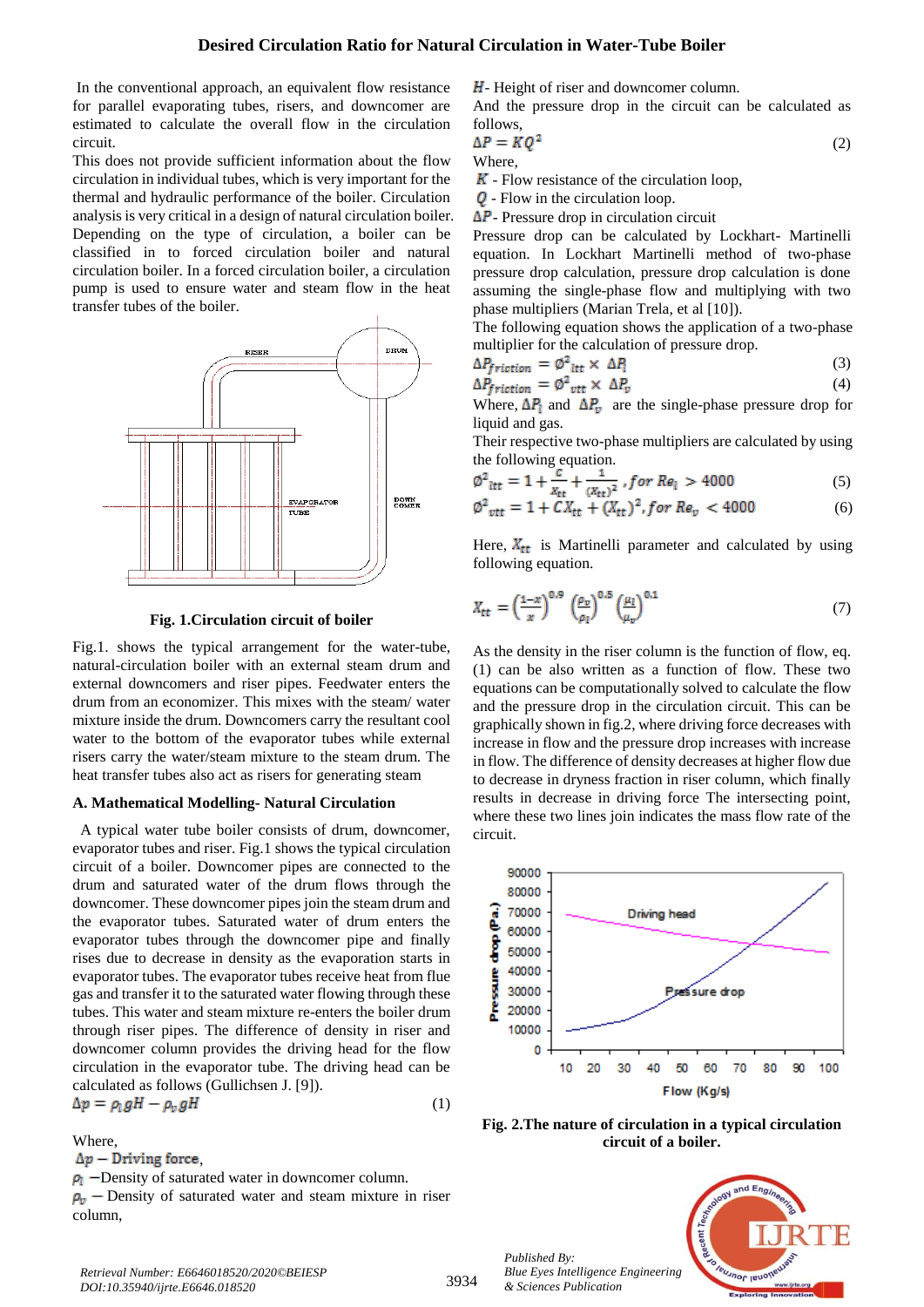In the conventional approach, an equivalent flow resistance for parallel evaporating tubes, risers, and downcomer are estimated to calculate the overall flow in the circulation circuit.

This does not provide sufficient information about the flow circulation in individual tubes, which is very important for the thermal and hydraulic performance of the boiler. Circulation analysis is very critical in a design of natural circulation boiler. Depending on the type of circulation, a boiler can be classified in to forced circulation boiler and natural circulation boiler. In a forced circulation boiler, a circulation pump is used to ensure water and steam flow in the heat transfer tubes of the boiler.

**Fig. 1.Circulation circuit of boiler**

Fig.1. shows the typical arrangement for the water-tube, natural-circulation boiler with an external steam drum and external downcomers and riser pipes. Feedwater enters the drum from an economizer. This mixes with the steam/ water mixture inside the drum. Downcomers carry the resultant cool water to the bottom of the evaporator tubes while external risers carry the water/steam mixture to the steam drum. The heat transfer tubes also act as risers for generating steam

### A. Mathematical Modelling- Natural Circulation

A typical water tube boiler consists of drum, downcomer, evaporator tubes and riser. Fig.1 shows the typical circulation circuit of a boiler. Downcomer pipes are connected to the drum and saturated water of the drum flows through the downcomer. These downcomer pipes join the steam drum and the evaporator tubes. Saturated water of drum enters the evaporator tubes through the downcomer pipe and finally rises due to decrease in density as the evaporation starts in evaporator tubes. The evaporator tubes receive heat from flue gas and transfer it to the saturated water flowing through these tubes. This water and steam mixture re-enters the boiler drum through riser pipes. The difference of density in riser and downcomer column provides the driving head for the flow circulation in the evaporator tube. The driving head can be calculated as follows (Gullichsen J. [9]).

$$\Delta p = \rho_l g H - \rho_v g H \tag{1}$$

Where,

$\Delta p$ – Driving force,

$\rho_l$ –Density of saturated water in downcomer column.

$\rho_v$ – Density of saturated water and steam mixture in riser column,

$H$- Height of riser and downcomer column.

And the pressure drop in the circuit can be calculated as follows,

$$\Delta P = KQ^2 \tag{2}$$

Where,

$K$ - Flow resistance of the circulation loop,

$Q$ - Flow in the circulation loop.

$\Delta P$- Pressure drop in circulation circuit

Pressure drop can be calculated by Lockhart- Martinelli equation. In Lockhart Martinelli method of two-phase pressure drop calculation, pressure drop calculation is done assuming the single-phase flow and multiplying with two phase multipliers (Marian Trela, et al [10]).

The following equation shows the application of a two-phase multiplier for the calculation of pressure drop.

$$\Delta P_{friction} = \emptyset^2_{ltt} \times \Delta P_l \tag{3}$$

$$\Delta P_{friction} = \emptyset^2_{vtt} \times \Delta P_v \tag{4}$$

Where, $\Delta P_l$ and $\Delta P_v$ are the single-phase pressure drop for liquid and gas.

Their respective two-phase multipliers are calculated by using the following equation.

$$\emptyset^2_{ltt} = 1 + \frac{C}{X_{tt}} + \frac{1}{(X_{tt})^2}, for\ Re_l > 4000 \tag{5}$$

$$\emptyset^2_{vtt} = 1 + CX_{tt} + (X_{tt})^2, for\ Re_v < 4000 \tag{6}$$

Here, $X_{tt}$ is Martinelli parameter and calculated by using following equation.

$$X_{tt} = \left(\frac{1-x}{x}\right)^{0.9} \left(\frac{\rho_v}{\rho_l}\right)^{0.5} \left(\frac{\mu_l}{\mu_v}\right)^{0.1} \tag{7}$$

As the density in the riser column is the function of flow, eq. (1) can be also written as a function of flow. These two equations can be computationally solved to calculate the flow and the pressure drop in the circulation circuit. This can be graphically shown in fig.2, where driving force decreases with increase in flow and the pressure drop increases with increase in flow. The difference of density decreases at higher flow due to decrease in dryness fraction in riser column, which finally results in decrease in driving force The intersecting point, where these two lines join indicates the mass flow rate of the circuit.

**Fig. 2.The nature of circulation in a typical circulation circuit of a boiler.**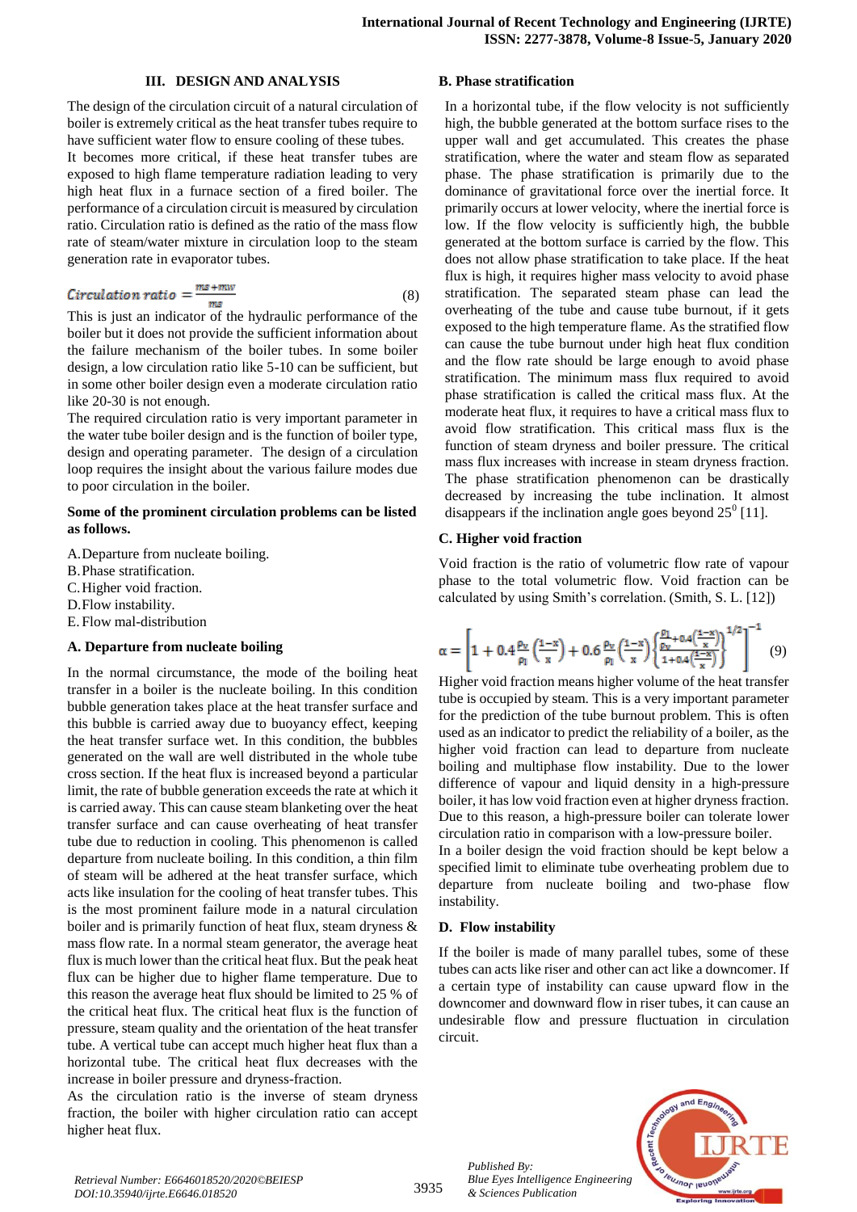## III. DESIGN AND ANALYSIS

The design of the circulation circuit of a natural circulation of boiler is extremely critical as the heat transfer tubes require to have sufficient water flow to ensure cooling of these tubes.

It becomes more critical, if these heat transfer tubes are exposed to high flame temperature radiation leading to very high heat flux in a furnace section of a fired boiler. The performance of a circulation circuit is measured by circulation ratio. Circulation ratio is defined as the ratio of the mass flow rate of steam/water mixture in circulation loop to the steam generation rate in evaporator tubes.

$$Circulation\ ratio = \frac{ms + mw}{ms} \tag{8}$$

This is just an indicator of the hydraulic performance of the boiler but it does not provide the sufficient information about the failure mechanism of the boiler tubes. In some boiler design, a low circulation ratio like 5-10 can be sufficient, but in some other boiler design even a moderate circulation ratio like 20-30 is not enough.

The required circulation ratio is very important parameter in the water tube boiler design and is the function of boiler type, design and operating parameter. The design of a circulation loop requires the insight about the various failure modes due to poor circulation in the boiler.

**Some of the prominent circulation problems can be listed as follows.**

A. Departure from nucleate boiling.
B. Phase stratification.
C. Higher void fraction.
D. Flow instability.
E. Flow mal-distribution

### A. Departure from nucleate boiling

In the normal circumstance, the mode of the boiling heat transfer in a boiler is the nucleate boiling. In this condition bubble generation takes place at the heat transfer surface and this bubble is carried away due to buoyancy effect, keeping the heat transfer surface wet. In this condition, the bubbles generated on the wall are well distributed in the whole tube cross section. If the heat flux is increased beyond a particular limit, the rate of bubble generation exceeds the rate at which it is carried away. This can cause steam blanketing over the heat transfer surface and can cause overheating of heat transfer tube due to reduction in cooling. This phenomenon is called departure from nucleate boiling. In this condition, a thin film of steam will be adhered at the heat transfer surface, which acts like insulation for the cooling of heat transfer tubes. This is the most prominent failure mode in a natural circulation boiler and is primarily function of heat flux, steam dryness & mass flow rate. In a normal steam generator, the average heat flux is much lower than the critical heat flux. But the peak heat flux can be higher due to higher flame temperature. Due to this reason the average heat flux should be limited to 25 % of the critical heat flux. The critical heat flux is the function of pressure, steam quality and the orientation of the heat transfer tube. A vertical tube can accept much higher heat flux than a horizontal tube. The critical heat flux decreases with the increase in boiler pressure and dryness-fraction.

As the circulation ratio is the inverse of steam dryness fraction, the boiler with higher circulation ratio can accept higher heat flux.

### B. Phase stratification

In a horizontal tube, if the flow velocity is not sufficiently high, the bubble generated at the bottom surface rises to the upper wall and get accumulated. This creates the phase stratification, where the water and steam flow as separated phase. The phase stratification is primarily due to the dominance of gravitational force over the inertial force. It primarily occurs at lower velocity, where the inertial force is low. If the flow velocity is sufficiently high, the bubble generated at the bottom surface is carried by the flow. This does not allow phase stratification to take place. If the heat flux is high, it requires higher mass velocity to avoid phase stratification. The separated steam phase can lead the overheating of the tube and cause tube burnout, if it gets exposed to the high temperature flame. As the stratified flow can cause the tube burnout under high heat flux condition and the flow rate should be large enough to avoid phase stratification. The minimum mass flux required to avoid phase stratification is called the critical mass flux. At the moderate heat flux, it requires to have a critical mass flux to avoid flow stratification. This critical mass flux is the function of steam dryness and boiler pressure. The critical mass flux increases with increase in steam dryness fraction. The phase stratification phenomenon can be drastically decreased by increasing the tube inclination. It almost disappears if the inclination angle goes beyond $25^0$ [11].

### C. Higher void fraction

Void fraction is the ratio of volumetric flow rate of vapour phase to the total volumetric flow. Void fraction can be calculated by using Smith's correlation. (Smith, S. L. [12])

$$\alpha = \left[1 + 0.4\frac{\rho_v}{\rho_l}\left(\frac{1-x}{x}\right) + 0.6\frac{\rho_v}{\rho_l}\left(\frac{1-x}{x}\right)\left\{\frac{\frac{\rho_l}{\rho_v}+0.4\left(\frac{1-x}{x}\right)}{1+0.4\left(\frac{1-x}{x}\right)}\right\}^{1/2}\right]^{-1} \tag{9}$$

Higher void fraction means higher volume of the heat transfer tube is occupied by steam. This is a very important parameter for the prediction of the tube burnout problem. This is often used as an indicator to predict the reliability of a boiler, as the higher void fraction can lead to departure from nucleate boiling and multiphase flow instability. Due to the lower difference of vapour and liquid density in a high-pressure boiler, it has low void fraction even at higher dryness fraction. Due to this reason, a high-pressure boiler can tolerate lower circulation ratio in comparison with a low-pressure boiler.

In a boiler design the void fraction should be kept below a specified limit to eliminate tube overheating problem due to departure from nucleate boiling and two-phase flow instability.

### D. Flow instability

If the boiler is made of many parallel tubes, some of these tubes can acts like riser and other can act like a downcomer. If a certain type of instability can cause upward flow in the downcomer and downward flow in riser tubes, it can cause an undesirable flow and pressure fluctuation in circulation circuit.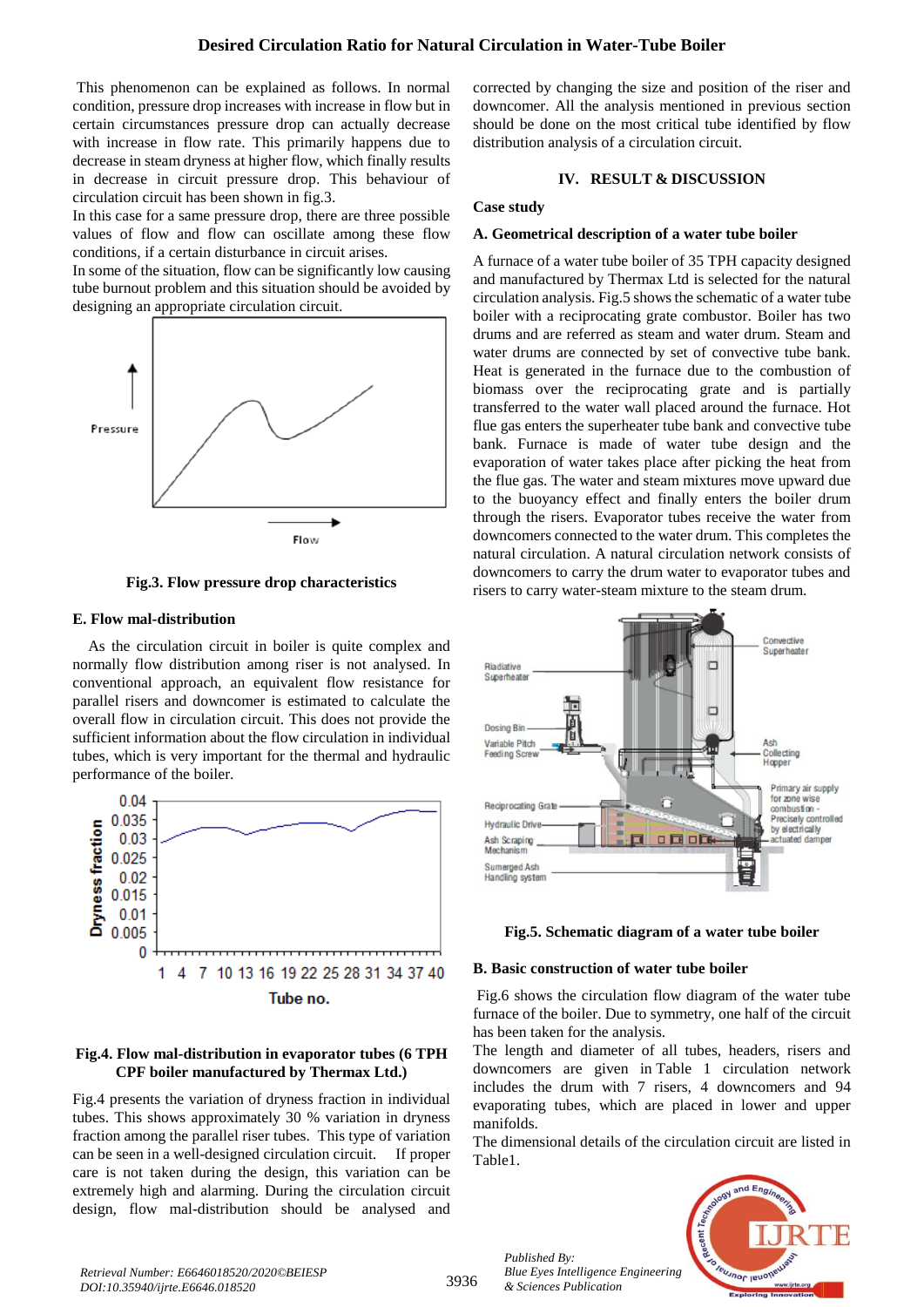This phenomenon can be explained as follows. In normal condition, pressure drop increases with increase in flow but in certain circumstances pressure drop can actually decrease with increase in flow rate. This primarily happens due to decrease in steam dryness at higher flow, which finally results in decrease in circuit pressure drop. This behaviour of circulation circuit has been shown in fig.3.

In this case for a same pressure drop, there are three possible values of flow and flow can oscillate among these flow conditions, if a certain disturbance in circuit arises.

In some of the situation, flow can be significantly low causing tube burnout problem and this situation should be avoided by designing an appropriate circulation circuit.

**Fig.3. Flow pressure drop characteristics**

### E. Flow mal-distribution

As the circulation circuit in boiler is quite complex and normally flow distribution among riser is not analysed. In conventional approach, an equivalent flow resistance for parallel risers and downcomer is estimated to calculate the overall flow in circulation circuit. This does not provide the sufficient information about the flow circulation in individual tubes, which is very important for the thermal and hydraulic performance of the boiler.

**Fig.4. Flow mal-distribution in evaporator tubes (6 TPH CPF boiler manufactured by Thermax Ltd.)**

Fig.4 presents the variation of dryness fraction in individual tubes. This shows approximately 30 % variation in dryness fraction among the parallel riser tubes. This type of variation can be seen in a well-designed circulation circuit. If proper care is not taken during the design, this variation can be extremely high and alarming. During the circulation circuit design, flow mal-distribution should be analysed and corrected by changing the size and position of the riser and downcomer. All the analysis mentioned in previous section should be done on the most critical tube identified by flow distribution analysis of a circulation circuit.

## IV. RESULT & DISCUSSION

### Case study

### A. Geometrical description of a water tube boiler

A furnace of a water tube boiler of 35 TPH capacity designed and manufactured by Thermax Ltd is selected for the natural circulation analysis. Fig.5 shows the schematic of a water tube boiler with a reciprocating grate combustor. Boiler has two drums and are referred as steam and water drum. Steam and water drums are connected by set of convective tube bank. Heat is generated in the furnace due to the combustion of biomass over the reciprocating grate and is partially transferred to the water wall placed around the furnace. Hot flue gas enters the superheater tube bank and convective tube bank. Furnace is made of water tube design and the evaporation of water takes place after picking the heat from the flue gas. The water and steam mixtures move upward due to the buoyancy effect and finally enters the boiler drum through the risers. Evaporator tubes receive the water from downcomers connected to the water drum. This completes the natural circulation. A natural circulation network consists of downcomers to carry the drum water to evaporator tubes and risers to carry water-steam mixture to the steam drum.

**Fig.5. Schematic diagram of a water tube boiler**

### B. Basic construction of water tube boiler

Fig.6 shows the circulation flow diagram of the water tube furnace of the boiler. Due to symmetry, one half of the circuit has been taken for the analysis.

The length and diameter of all tubes, headers, risers and downcomers are given in Table 1 circulation network includes the drum with 7 risers, 4 downcomers and 94 evaporating tubes, which are placed in lower and upper manifolds.

The dimensional details of the circulation circuit are listed in Table1.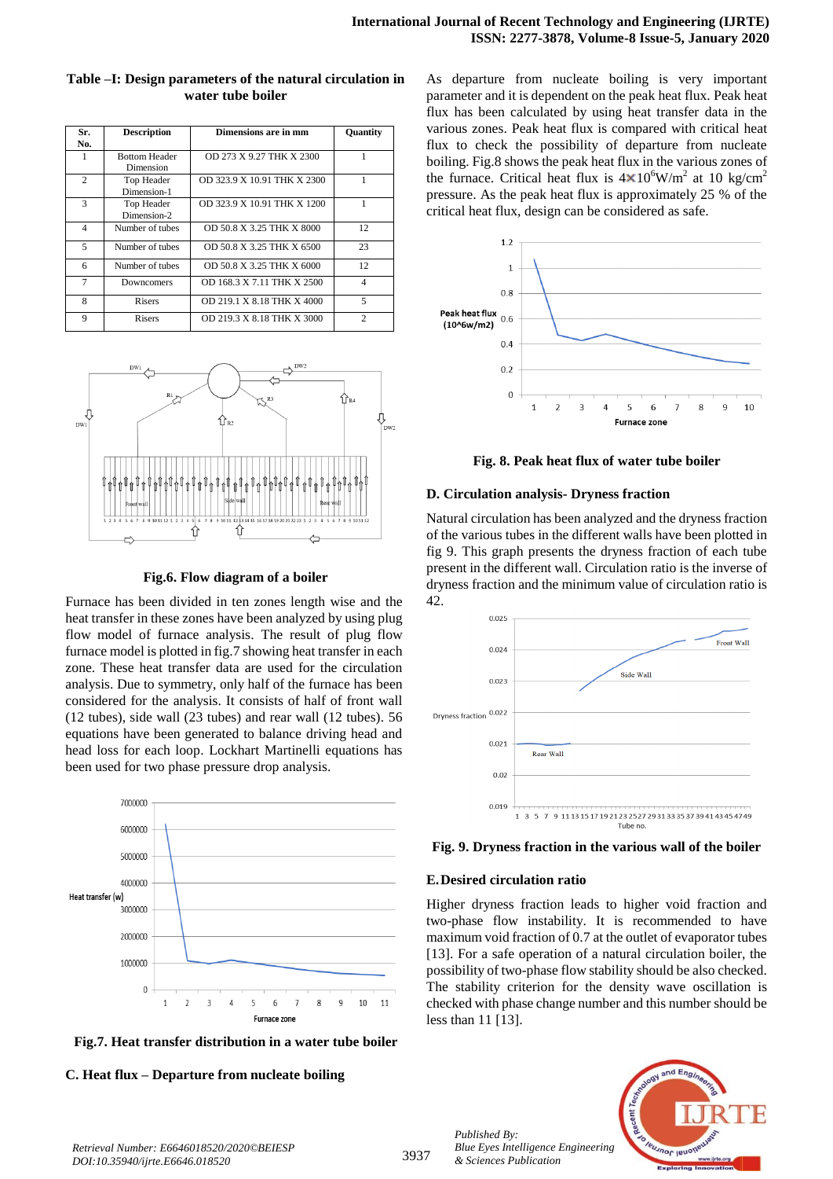**Table –I: Design parameters of the natural circulation in water tube boiler**

| Sr. No. | Description | Dimensions are in mm | Quantity |
|---|---|---|---|
| 1 | Bottom Header Dimension | OD 273 X 9.27 THK X 2300 | 1 |
| 2 | Top Header Dimension-1 | OD 323.9 X 10.91 THK X 2300 | 1 |
| 3 | Top Header Dimension-2 | OD 323.9 X 10.91 THK X 1200 | 1 |
| 4 | Number of tubes | OD 50.8 X 3.25 THK X 8000 | 12 |
| 5 | Number of tubes | OD 50.8 X 3.25 THK X 6500 | 23 |
| 6 | Number of tubes | OD 50.8 X 3.25 THK X 6000 | 12 |
| 7 | Downcomers | OD 168.3 X 7.11 THK X 2500 | 4 |
| 8 | Risers | OD 219.1 X 8.18 THK X 4000 | 5 |
| 9 | Risers | OD 219.3 X 8.18 THK X 3000 | 2 |

**Fig.6. Flow diagram of a boiler**

Furnace has been divided in ten zones length wise and the heat transfer in these zones have been analyzed by using plug flow model of furnace analysis. The result of plug flow furnace model is plotted in fig.7 showing heat transfer in each zone. These heat transfer data are used for the circulation analysis. Due to symmetry, only half of the furnace has been considered for the analysis. It consists of half of front wall (12 tubes), side wall (23 tubes) and rear wall (12 tubes). 56 equations have been generated to balance driving head and head loss for each loop. Lockhart Martinelli equations has been used for two phase pressure drop analysis.

**Fig.7. Heat transfer distribution in a water tube boiler**

### C. Heat flux – Departure from nucleate boiling

As departure from nucleate boiling is very important parameter and it is dependent on the peak heat flux. Peak heat flux has been calculated by using heat transfer data in the various zones. Peak heat flux is compared with critical heat flux to check the possibility of departure from nucleate boiling. Fig.8 shows the peak heat flux in the various zones of the furnace. Critical heat flux is $4\times10^6$W/m$^2$ at 10 kg/cm$^2$ pressure. As the peak heat flux is approximately 25 % of the critical heat flux, design can be considered as safe.

**Fig. 8. Peak heat flux of water tube boiler**

### D. Circulation analysis- Dryness fraction

Natural circulation has been analyzed and the dryness fraction of the various tubes in the different walls have been plotted in fig 9. This graph presents the dryness fraction of each tube present in the different wall. Circulation ratio is the inverse of dryness fraction and the minimum value of circulation ratio is 42.

**Fig. 9. Dryness fraction in the various wall of the boiler**

### E. Desired circulation ratio

Higher dryness fraction leads to higher void fraction and two-phase flow instability. It is recommended to have maximum void fraction of 0.7 at the outlet of evaporator tubes [13]. For a safe operation of a natural circulation boiler, the possibility of two-phase flow stability should be also checked. The stability criterion for the density wave oscillation is checked with phase change number and this number should be less than 11 [13].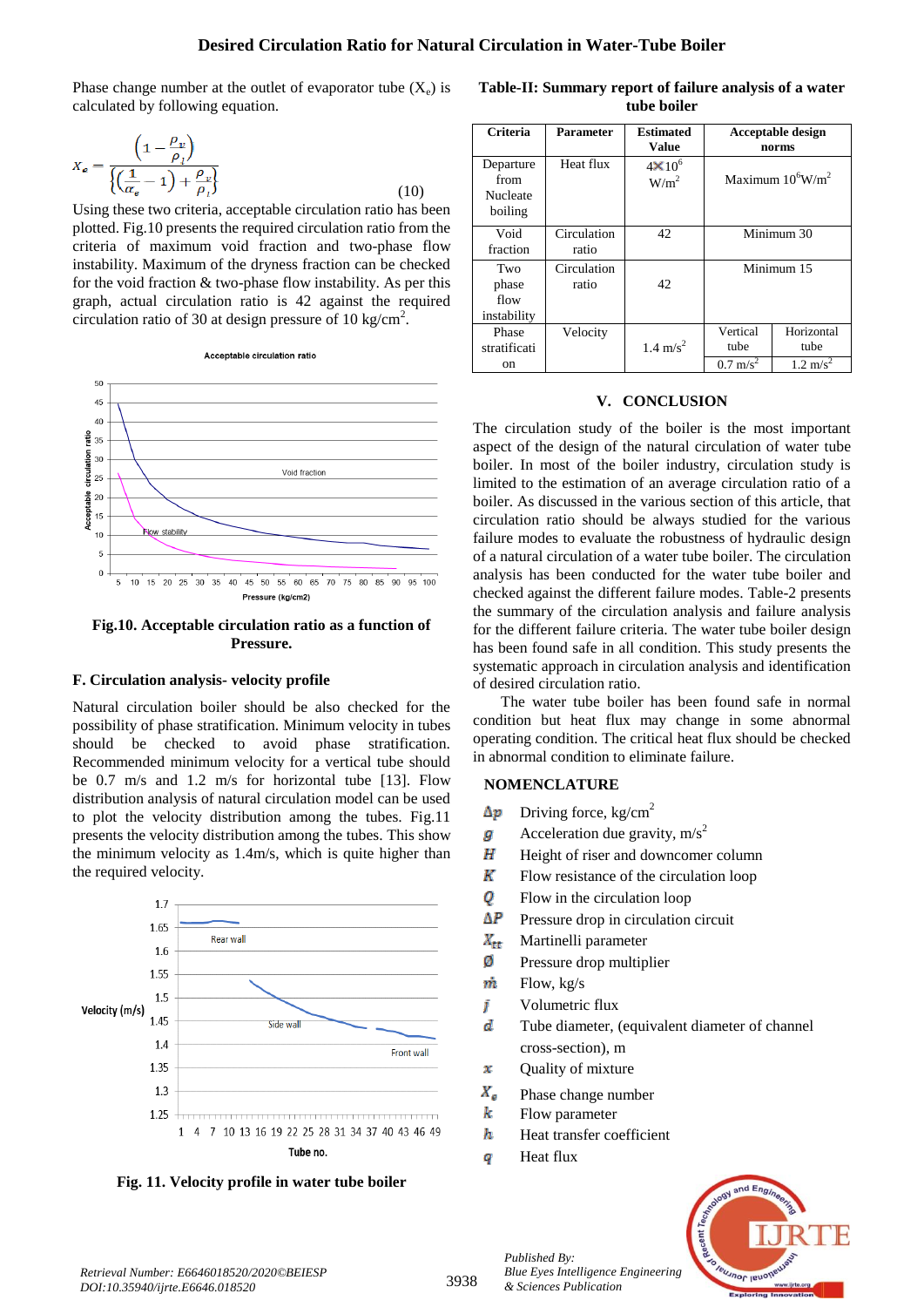Phase change number at the outlet of evaporator tube ($X_e$) is calculated by following equation.

$$X_e = \frac{\left(1 - \frac{\rho_v}{\rho_l}\right)}{\left\{\left(\frac{1}{\alpha_e} - 1\right) + \frac{\rho_v}{\rho_l}\right\}} \quad (10)$$

Using these two criteria, acceptable circulation ratio has been plotted. Fig.10 presents the required circulation ratio from the criteria of maximum void fraction and two-phase flow instability. Maximum of the dryness fraction can be checked for the void fraction & two-phase flow instability. As per this graph, actual circulation ratio is 42 against the required circulation ratio of 30 at design pressure of 10 kg/cm$^2$.

**Fig.10. Acceptable circulation ratio as a function of Pressure.**

### F. Circulation analysis- velocity profile

Natural circulation boiler should be also checked for the possibility of phase stratification. Minimum velocity in tubes should be checked to avoid phase stratification. Recommended minimum velocity for a vertical tube should be 0.7 m/s and 1.2 m/s for horizontal tube [13]. Flow distribution analysis of natural circulation model can be used to plot the velocity distribution among the tubes. Fig.11 presents the velocity distribution among the tubes. This show the minimum velocity as 1.4m/s, which is quite higher than the required velocity.

**Fig. 11. Velocity profile in water tube boiler**

**Table-II: Summary report of failure analysis of a water tube boiler**

| Criteria | Parameter | Estimated Value | Acceptable design norms | |
|---|---|---|---|---|
| Departure from Nucleate boiling | Heat flux | $4 \times 10^6$ W/m$^2$ | Maximum $10^6$W/m$^2$ | |
| Void fraction | Circulation ratio | 42 | Minimum 30 | |
| Two phase flow instability | Circulation ratio | 42 | Minimum 15 | |
| Phase stratification | Velocity | 1.4 m/s$^2$ | Vertical tube | Horizontal tube |
| | | | 0.7 m/s$^2$ | 1.2 m/s$^2$ |

## V. CONCLUSION

The circulation study of the boiler is the most important aspect of the design of the natural circulation of water tube boiler. In most of the boiler industry, circulation study is limited to the estimation of an average circulation ratio of a boiler. As discussed in the various section of this article, that circulation ratio should be always studied for the various failure modes to evaluate the robustness of hydraulic design of a natural circulation of a water tube boiler. The circulation analysis has been conducted for the water tube boiler and checked against the different failure modes. Table-2 presents the summary of the circulation analysis and failure analysis for the different failure criteria. The water tube boiler design has been found safe in all condition. This study presents the systematic approach in circulation analysis and identification of desired circulation ratio.

The water tube boiler has been found safe in normal condition but heat flux may change in some abnormal operating condition. The critical heat flux should be checked in abnormal condition to eliminate failure.

## NOMENCLATURE

- $\Delta p$ Driving force, kg/cm$^2$
- $g$ Acceleration due gravity, m/s$^2$
- $H$ Height of riser and downcomer column
- $K$ Flow resistance of the circulation loop
- $Q$ Flow in the circulation loop
- $\Delta P$ Pressure drop in circulation circuit
- $X_{tt}$ Martinelli parameter
- $\phi$ Pressure drop multiplier
- $\dot{m}$ Flow, kg/s
- $j$ Volumetric flux
- $d$ Tube diameter, (equivalent diameter of channel cross-section), m
- $x$ Quality of mixture
- $X_e$ Phase change number
- $k$ Flow parameter
- $h$ Heat transfer coefficient
- $q$ Heat flux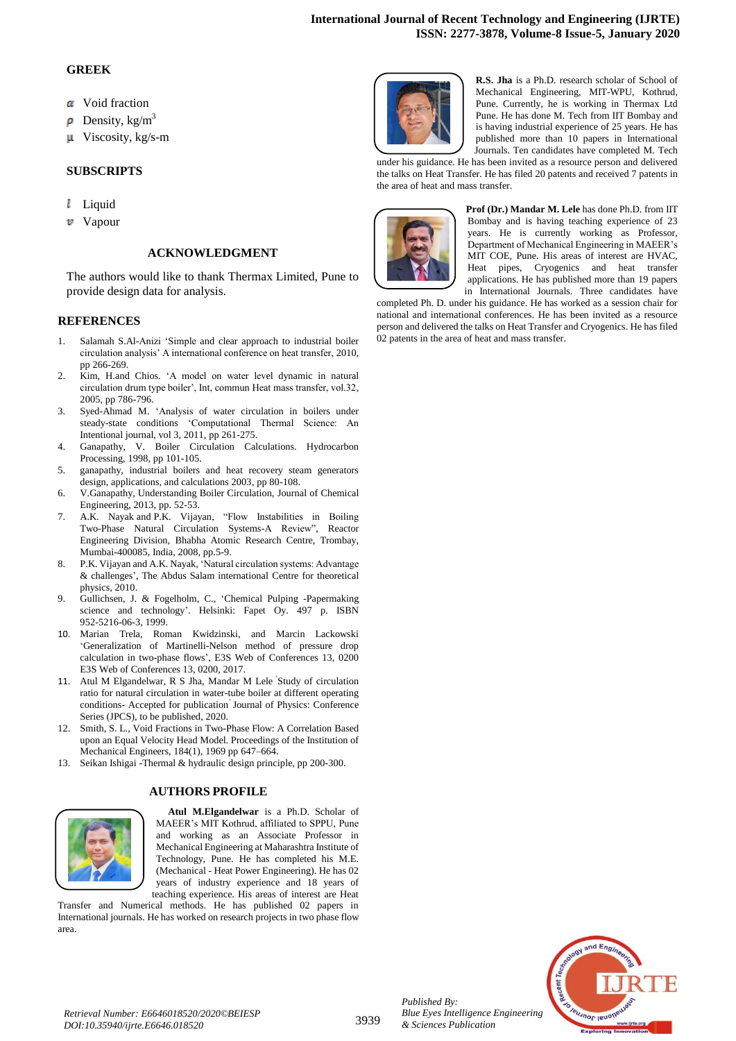## GREEK

- $\alpha$ Void fraction
- $\rho$ Density, kg/m$^3$
- $\mu$ Viscosity, kg/s-m

## SUBSCRIPTS

- $l$ Liquid
- $v$ Vapour

## ACKNOWLEDGMENT

The authors would like to thank Thermax Limited, Pune to provide design data for analysis.

## REFERENCES

1. Salamah S.Al-Anizi 'Simple and clear approach to industrial boiler circulation analysis' A international conference on heat transfer, 2010, pp 266-269.
2. Kim, H.and Chios. 'A model on water level dynamic in natural circulation drum type boiler', Int, commun Heat mass transfer, vol.32, 2005, pp 786-796.
3. Syed-Ahmad M. 'Analysis of water circulation in boilers under steady-state conditions 'Computational Thermal Science: An Intentional journal, vol 3, 2011, pp 261-275.
4. Ganapathy, V. Boiler Circulation Calculations. Hydrocarbon Processing, 1998, pp 101-105.
5. ganapathy, industrial boilers and heat recovery steam generators design, applications, and calculations 2003, pp 80-108.
6. V.Ganapathy, Understanding Boiler Circulation, Journal of Chemical Engineering, 2013, pp. 52-53.
7. A.K. Nayak and P.K. Vijayan, "Flow Instabilities in Boiling Two-Phase Natural Circulation Systems-A Review", Reactor Engineering Division, Bhabha Atomic Research Centre, Trombay, Mumbai-400085, India, 2008, pp.5-9.
8. P.K. Vijayan and A.K. Nayak, 'Natural circulation systems: Advantage & challenges', The Abdus Salam international Centre for theoretical physics, 2010.
9. Gullichsen, J. & Fogelholm, C., 'Chemical Pulping -Papermaking science and technology'. Helsinki: Fapet Oy. 497 p. ISBN 952-5216-06-3, 1999.
10. Marian Trela, Roman Kwidzinski, and Marcin Lackowski 'Generalization of Martinelli-Nelson method of pressure drop calculation in two-phase flows', E3S Web of Conferences 13, 0200 E3S Web of Conferences 13, 0200, 2017.
11. Atul M Elgandelwar, R S Jha, Mandar M Lele 'Study of circulation ratio for natural circulation in water-tube boiler at different operating conditions- Accepted for publication' Journal of Physics: Conference Series (JPCS), to be published, 2020.
12. Smith, S. L., Void Fractions in Two-Phase Flow: A Correlation Based upon an Equal Velocity Head Model. Proceedings of the Institution of Mechanical Engineers, 184(1), 1969 pp 647–664.
13. Seikan Ishigai -Thermal & hydraulic design principle, pp 200-300.

## AUTHORS PROFILE

**Atul M.Elgandelwar** is a Ph.D. Scholar of MAEER's MIT Kothrud, affiliated to SPPU, Pune and working as an Associate Professor in Mechanical Engineering at Maharashtra Institute of Technology, Pune. He has completed his M.E. (Mechanical - Heat Power Engineering). He has 02 years of industry experience and 18 years of teaching experience. His areas of interest are Heat Transfer and Numerical methods. He has published 02 papers in International journals. He has worked on research projects in two phase flow area.

**R.S. Jha** is a Ph.D. research scholar of School of Mechanical Engineering, MIT-WPU, Kothrud, Pune. Currently, he is working in Thermax Ltd Pune. He has done M. Tech from IIT Bombay and is having industrial experience of 25 years. He has published more than 10 papers in International Journals. Ten candidates have completed M. Tech under his guidance. He has been invited as a resource person and delivered the talks on Heat Transfer. He has filed 20 patents and received 7 patents in the area of heat and mass transfer.

**Prof (Dr.) Mandar M. Lele** has done Ph.D. from IIT Bombay and is having teaching experience of 23 years. He is currently working as Professor, Department of Mechanical Engineering in MAEER's MIT COE, Pune. His areas of interest are HVAC, Heat pipes, Cryogenics and heat transfer applications. He has published more than 19 papers in International Journals. Three candidates have completed Ph. D. under his guidance. He has worked as a session chair for national and international conferences. He has been invited as a resource person and delivered the talks on Heat Transfer and Cryogenics. He has filed 02 patents in the area of heat and mass transfer.